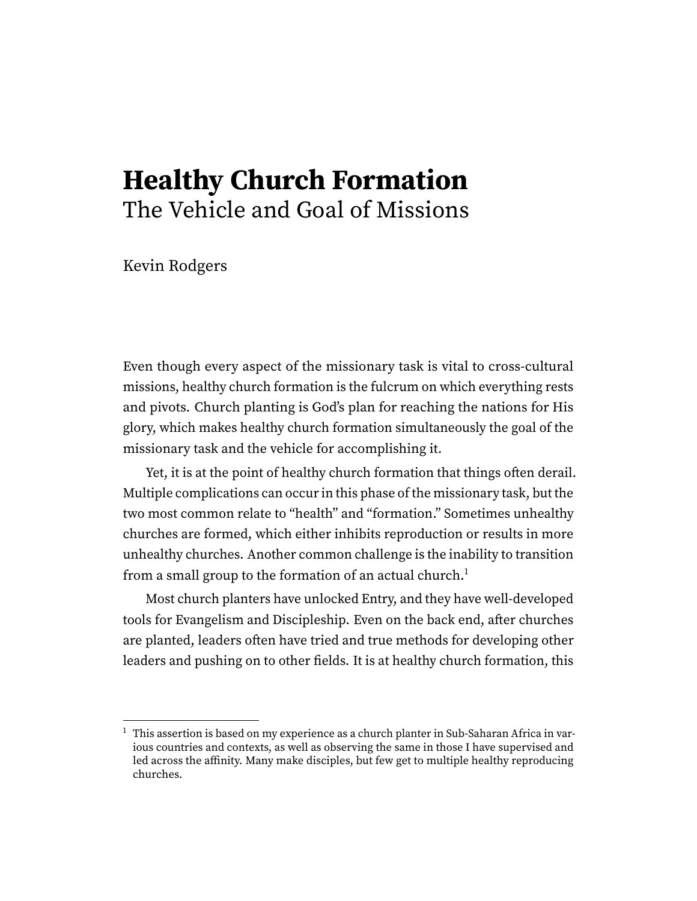# Healthy Church Formation

## The Vehicle and Goal of Missions

Kevin Rodgers

Even though every aspect of the missionary task is vital to cross-cultural missions, healthy church formation is the fulcrum on which everything rests and pivots. Church planting is God's plan for reaching the nations for His glory, which makes healthy church formation simultaneously the goal of the missionary task and the vehicle for accomplishing it.

Yet, it is at the point of healthy church formation that things often derail. Multiple complications can occur in this phase of the missionary task, but the two most common relate to "health" and "formation." Sometimes unhealthy churches are formed, which either inhibits reproduction or results in more unhealthy churches. Another common challenge is the inability to transition from a small group to the formation of an actual church.[1]

Most church planters have unlocked Entry, and they have well-developed tools for Evangelism and Discipleship. Even on the back end, after churches are planted, leaders often have tried and true methods for developing other leaders and pushing on to other fields. It is at healthy church formation, this

---

[1] This assertion is based on my experience as a church planter in Sub-Saharan Africa in various countries and contexts, as well as observing the same in those I have supervised and led across the affinity. Many make disciples, but few get to multiple healthy reproducing churches.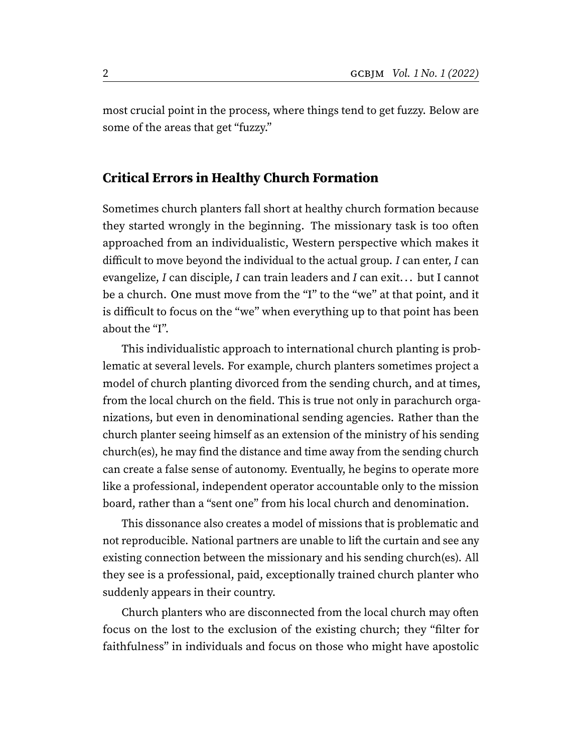most crucial point in the process, where things tend to get fuzzy. Below are some of the areas that get "fuzzy."

## Critical Errors in Healthy Church Formation

Sometimes church planters fall short at healthy church formation because they started wrongly in the beginning. The missionary task is too often approached from an individualistic, Western perspective which makes it difficult to move beyond the individual to the actual group. *I* can enter, *I* can evangelize, *I* can disciple, *I* can train leaders and *I* can exit… but I cannot be a church. One must move from the "I" to the "we" at that point, and it is difficult to focus on the "we" when everything up to that point has been about the "I".

This individualistic approach to international church planting is problematic at several levels. For example, church planters sometimes project a model of church planting divorced from the sending church, and at times, from the local church on the field. This is true not only in parachurch organizations, but even in denominational sending agencies. Rather than the church planter seeing himself as an extension of the ministry of his sending church(es), he may find the distance and time away from the sending church can create a false sense of autonomy. Eventually, he begins to operate more like a professional, independent operator accountable only to the mission board, rather than a "sent one" from his local church and denomination.

This dissonance also creates a model of missions that is problematic and not reproducible. National partners are unable to lift the curtain and see any existing connection between the missionary and his sending church(es). All they see is a professional, paid, exceptionally trained church planter who suddenly appears in their country.

Church planters who are disconnected from the local church may often focus on the lost to the exclusion of the existing church; they "filter for faithfulness" in individuals and focus on those who might have apostolic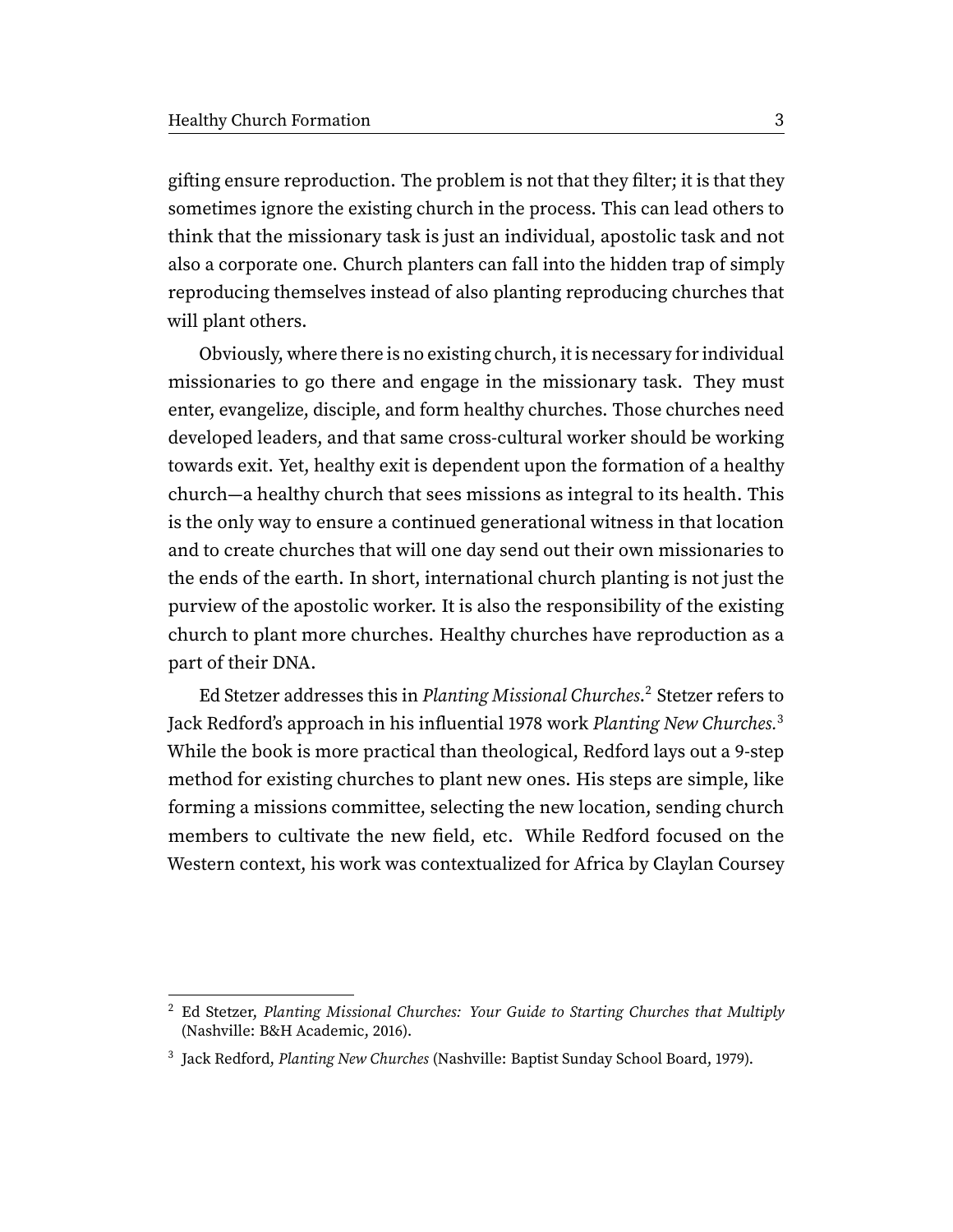gifting ensure reproduction. The problem is not that they filter; it is that they sometimes ignore the existing church in the process. This can lead others to think that the missionary task is just an individual, apostolic task and not also a corporate one. Church planters can fall into the hidden trap of simply reproducing themselves instead of also planting reproducing churches that will plant others.

Obviously, where there is no existing church, it is necessary for individual missionaries to go there and engage in the missionary task. They must enter, evangelize, disciple, and form healthy churches. Those churches need developed leaders, and that same cross-cultural worker should be working towards exit. Yet, healthy exit is dependent upon the formation of a healthy church—a healthy church that sees missions as integral to its health. This is the only way to ensure a continued generational witness in that location and to create churches that will one day send out their own missionaries to the ends of the earth. In short, international church planting is not just the purview of the apostolic worker. It is also the responsibility of the existing church to plant more churches. Healthy churches have reproduction as a part of their DNA.

Ed Stetzer addresses this in *Planting Missional Churches*.[2] Stetzer refers to Jack Redford's approach in his influential 1978 work *Planting New Churches.*[3] While the book is more practical than theological, Redford lays out a 9-step method for existing churches to plant new ones. His steps are simple, like forming a missions committee, selecting the new location, sending church members to cultivate the new field, etc. While Redford focused on the Western context, his work was contextualized for Africa by Claylan Coursey

---

[2] Ed Stetzer, *Planting Missional Churches: Your Guide to Starting Churches that Multiply* (Nashville: B&H Academic, 2016).

[3] Jack Redford, *Planting New Churches* (Nashville: Baptist Sunday School Board, 1979).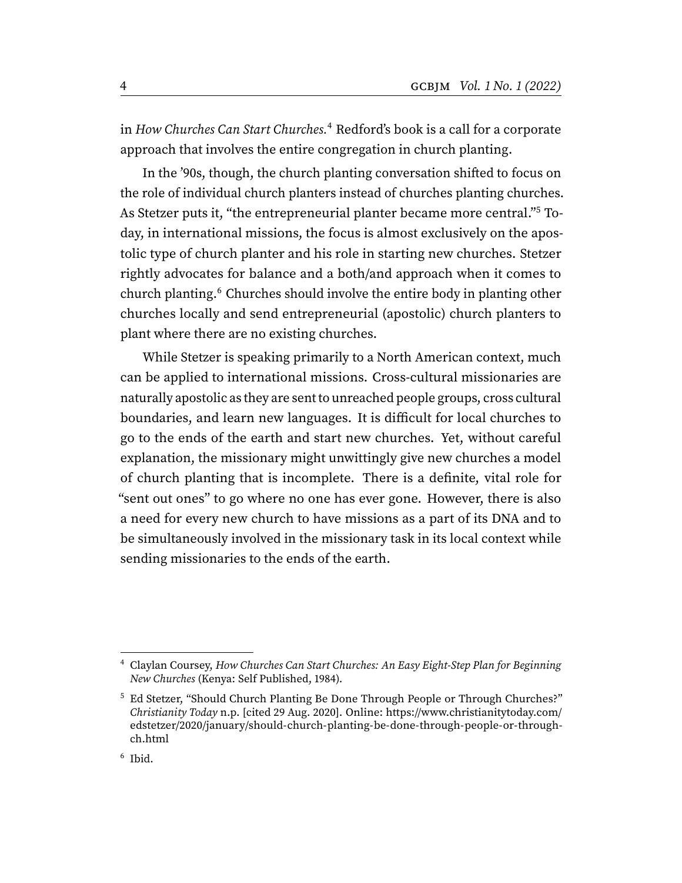in *How Churches Can Start Churches.*[4] Redford's book is a call for a corporate approach that involves the entire congregation in church planting.

In the '90s, though, the church planting conversation shifted to focus on the role of individual church planters instead of churches planting churches. As Stetzer puts it, "the entrepreneurial planter became more central."[5] Today, in international missions, the focus is almost exclusively on the apostolic type of church planter and his role in starting new churches. Stetzer rightly advocates for balance and a both/and approach when it comes to church planting.[6] Churches should involve the entire body in planting other churches locally and send entrepreneurial (apostolic) church planters to plant where there are no existing churches.

While Stetzer is speaking primarily to a North American context, much can be applied to international missions. Cross-cultural missionaries are naturally apostolic as they are sent to unreached people groups, cross cultural boundaries, and learn new languages. It is difficult for local churches to go to the ends of the earth and start new churches. Yet, without careful explanation, the missionary might unwittingly give new churches a model of church planting that is incomplete. There is a definite, vital role for "sent out ones" to go where no one has ever gone. However, there is also a need for every new church to have missions as a part of its DNA and to be simultaneously involved in the missionary task in its local context while sending missionaries to the ends of the earth.

---

[4] Claylan Coursey, *How Churches Can Start Churches: An Easy Eight-Step Plan for Beginning New Churches* (Kenya: Self Published, 1984).

[5] Ed Stetzer, "Should Church Planting Be Done Through People or Through Churches?" *Christianity Today* n.p. [cited 29 Aug. 2020]. Online: https://www.christianitytoday.com/edstetzer/2020/january/should-church-planting-be-done-through-people-or-through-ch.html

[6] Ibid.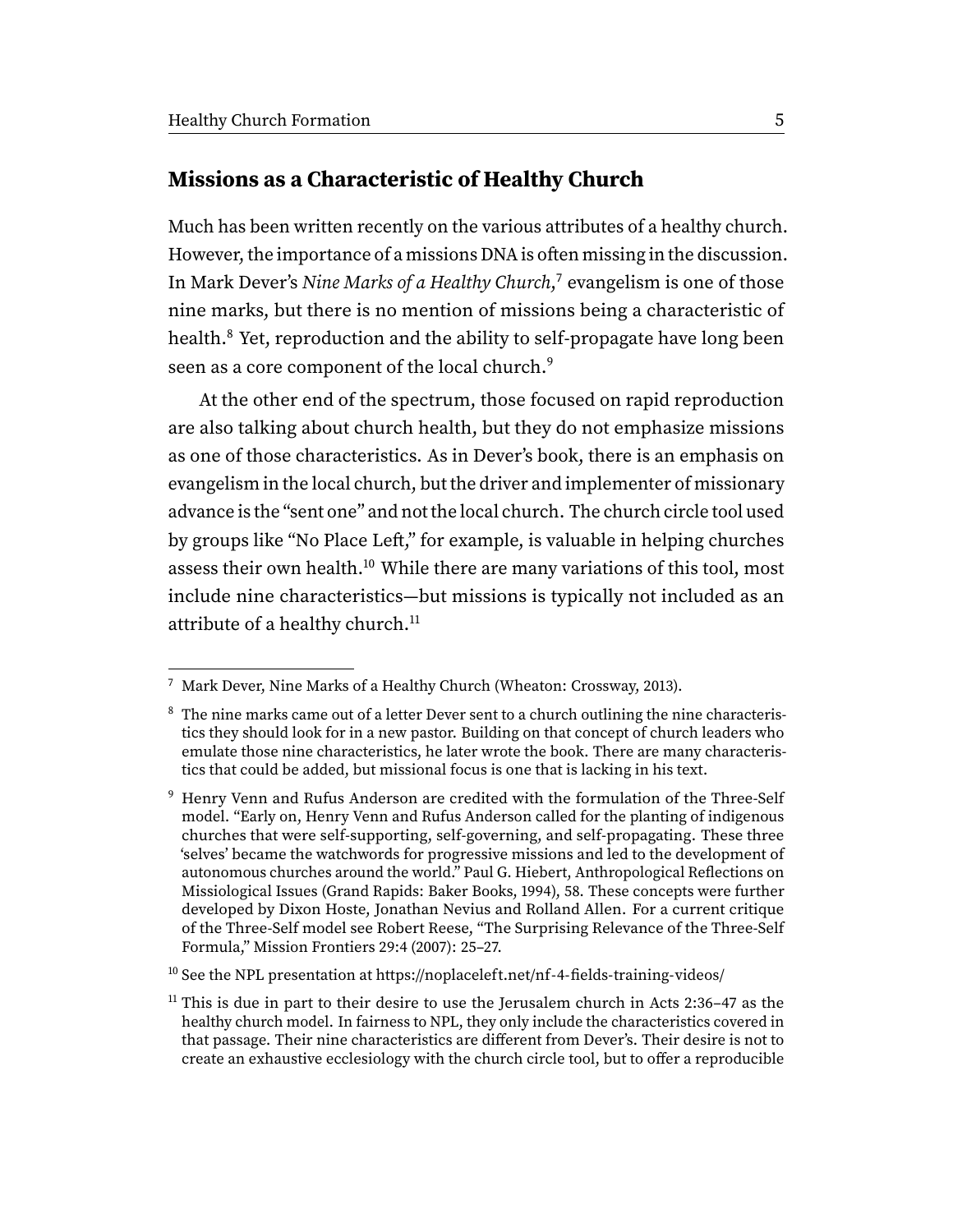## Missions as a Characteristic of Healthy Church

Much has been written recently on the various attributes of a healthy church. However, the importance of a missions DNA is often missing in the discussion. In Mark Dever's *Nine Marks of a Healthy Church,*[7] evangelism is one of those nine marks, but there is no mention of missions being a characteristic of health.[8] Yet, reproduction and the ability to self-propagate have long been seen as a core component of the local church.[9]

At the other end of the spectrum, those focused on rapid reproduction are also talking about church health, but they do not emphasize missions as one of those characteristics. As in Dever's book, there is an emphasis on evangelism in the local church, but the driver and implementer of missionary advance is the "sent one" and not the local church. The church circle tool used by groups like "No Place Left," for example, is valuable in helping churches assess their own health.[10] While there are many variations of this tool, most include nine characteristics—but missions is typically not included as an attribute of a healthy church.[11]

---

[7] Mark Dever, Nine Marks of a Healthy Church (Wheaton: Crossway, 2013).

[8] The nine marks came out of a letter Dever sent to a church outlining the nine characteristics they should look for in a new pastor. Building on that concept of church leaders who emulate those nine characteristics, he later wrote the book. There are many characteristics that could be added, but missional focus is one that is lacking in his text.

[9] Henry Venn and Rufus Anderson are credited with the formulation of the Three-Self model. "Early on, Henry Venn and Rufus Anderson called for the planting of indigenous churches that were self-supporting, self-governing, and self-propagating. These three 'selves' became the watchwords for progressive missions and led to the development of autonomous churches around the world." Paul G. Hiebert, Anthropological Reflections on Missiological Issues (Grand Rapids: Baker Books, 1994), 58. These concepts were further developed by Dixon Hoste, Jonathan Nevius and Rolland Allen. For a current critique of the Three-Self model see Robert Reese, "The Surprising Relevance of the Three-Self Formula," Mission Frontiers 29:4 (2007): 25–27.

[10] See the NPL presentation at https://noplaceleft.net/nf-4-fields-training-videos/

[11] This is due in part to their desire to use the Jerusalem church in Acts 2:36–47 as the healthy church model. In fairness to NPL, they only include the characteristics covered in that passage. Their nine characteristics are different from Dever's. Their desire is not to create an exhaustive ecclesiology with the church circle tool, but to offer a reproducible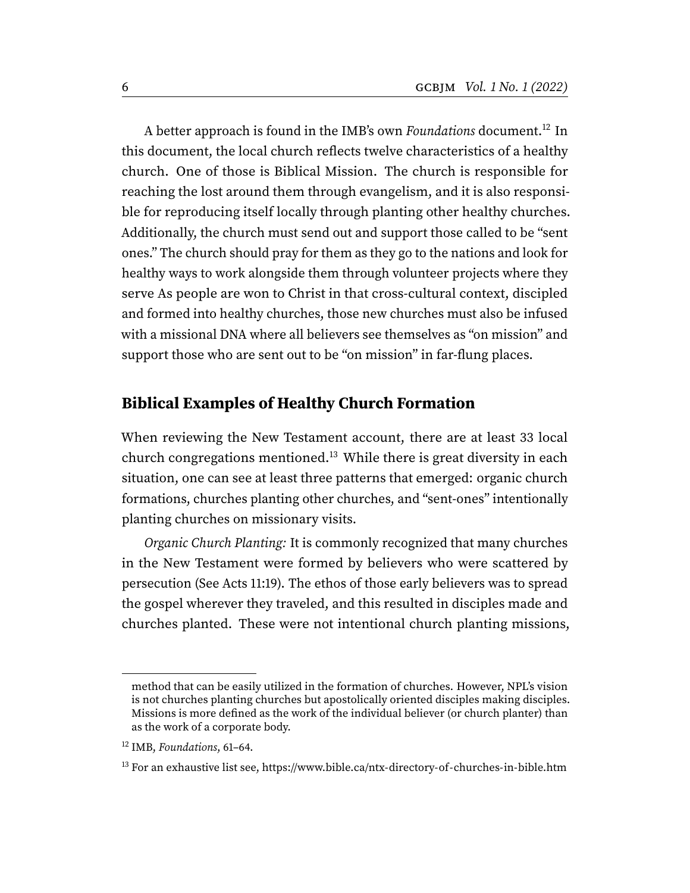A better approach is found in the IMB's own *Foundations* document.[12] In this document, the local church reflects twelve characteristics of a healthy church. One of those is Biblical Mission. The church is responsible for reaching the lost around them through evangelism, and it is also responsible for reproducing itself locally through planting other healthy churches. Additionally, the church must send out and support those called to be "sent ones." The church should pray for them as they go to the nations and look for healthy ways to work alongside them through volunteer projects where they serve As people are won to Christ in that cross-cultural context, discipled and formed into healthy churches, those new churches must also be infused with a missional DNA where all believers see themselves as "on mission" and support those who are sent out to be "on mission" in far-flung places.

## Biblical Examples of Healthy Church Formation

When reviewing the New Testament account, there are at least 33 local church congregations mentioned.[13] While there is great diversity in each situation, one can see at least three patterns that emerged: organic church formations, churches planting other churches, and "sent-ones" intentionally planting churches on missionary visits.

*Organic Church Planting:* It is commonly recognized that many churches in the New Testament were formed by believers who were scattered by persecution (See Acts 11:19). The ethos of those early believers was to spread the gospel wherever they traveled, and this resulted in disciples made and churches planted. These were not intentional church planting missions,

---

method that can be easily utilized in the formation of churches. However, NPL's vision is not churches planting churches but apostolically oriented disciples making disciples. Missions is more defined as the work of the individual believer (or church planter) than as the work of a corporate body.

[12] IMB, *Foundations,* 61–64.

[13] For an exhaustive list see, https://www.bible.ca/ntx-directory-of-churches-in-bible.htm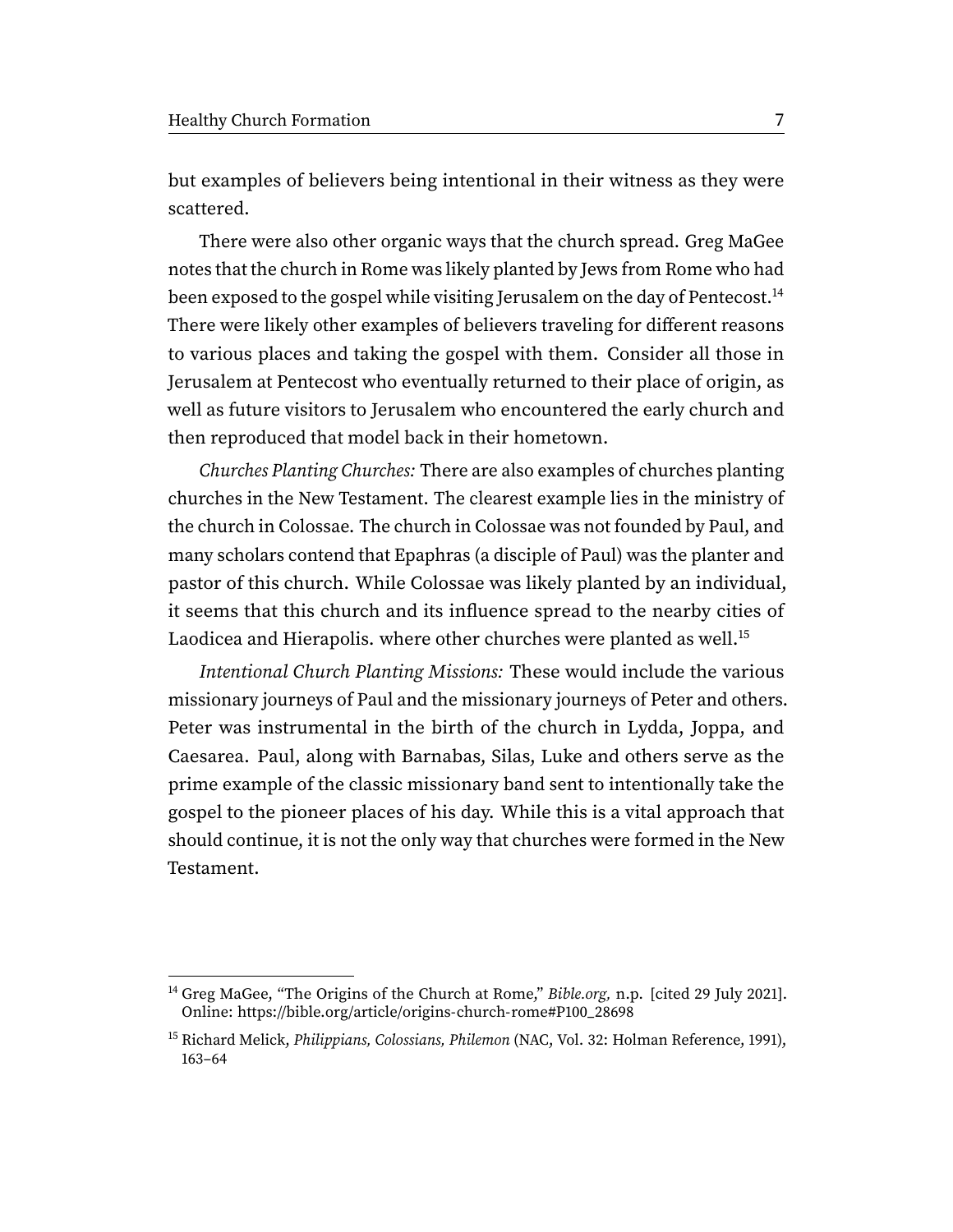but examples of believers being intentional in their witness as they were scattered.

There were also other organic ways that the church spread. Greg MaGee notes that the church in Rome was likely planted by Jews from Rome who had been exposed to the gospel while visiting Jerusalem on the day of Pentecost.[14] There were likely other examples of believers traveling for different reasons to various places and taking the gospel with them. Consider all those in Jerusalem at Pentecost who eventually returned to their place of origin, as well as future visitors to Jerusalem who encountered the early church and then reproduced that model back in their hometown.

*Churches Planting Churches:* There are also examples of churches planting churches in the New Testament. The clearest example lies in the ministry of the church in Colossae. The church in Colossae was not founded by Paul, and many scholars contend that Epaphras (a disciple of Paul) was the planter and pastor of this church. While Colossae was likely planted by an individual, it seems that this church and its influence spread to the nearby cities of Laodicea and Hierapolis. where other churches were planted as well.[15]

*Intentional Church Planting Missions:* These would include the various missionary journeys of Paul and the missionary journeys of Peter and others. Peter was instrumental in the birth of the church in Lydda, Joppa, and Caesarea. Paul, along with Barnabas, Silas, Luke and others serve as the prime example of the classic missionary band sent to intentionally take the gospel to the pioneer places of his day. While this is a vital approach that should continue, it is not the only way that churches were formed in the New Testament.

---

[14] Greg MaGee, "The Origins of the Church at Rome," *Bible.org,* n.p. [cited 29 July 2021]. Online: https://bible.org/article/origins-church-rome#P100_28698

[15] Richard Melick, *Philippians, Colossians, Philemon* (NAC, Vol. 32: Holman Reference, 1991), 163–64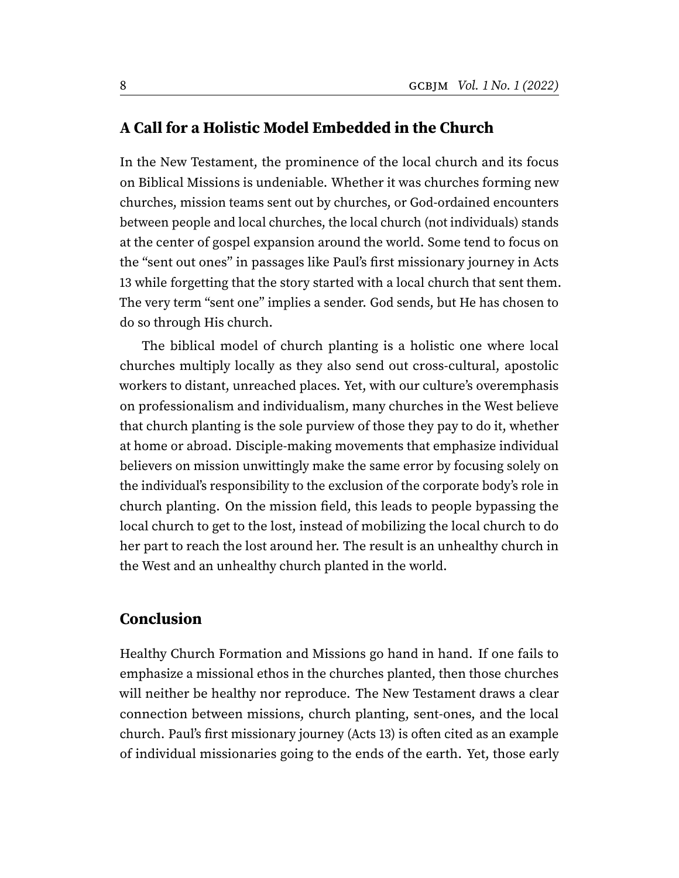## A Call for a Holistic Model Embedded in the Church

In the New Testament, the prominence of the local church and its focus on Biblical Missions is undeniable. Whether it was churches forming new churches, mission teams sent out by churches, or God-ordained encounters between people and local churches, the local church (not individuals) stands at the center of gospel expansion around the world. Some tend to focus on the "sent out ones" in passages like Paul's first missionary journey in Acts 13 while forgetting that the story started with a local church that sent them. The very term "sent one" implies a sender. God sends, but He has chosen to do so through His church.

The biblical model of church planting is a holistic one where local churches multiply locally as they also send out cross-cultural, apostolic workers to distant, unreached places. Yet, with our culture's overemphasis on professionalism and individualism, many churches in the West believe that church planting is the sole purview of those they pay to do it, whether at home or abroad. Disciple-making movements that emphasize individual believers on mission unwittingly make the same error by focusing solely on the individual's responsibility to the exclusion of the corporate body's role in church planting. On the mission field, this leads to people bypassing the local church to get to the lost, instead of mobilizing the local church to do her part to reach the lost around her. The result is an unhealthy church in the West and an unhealthy church planted in the world.

## Conclusion

Healthy Church Formation and Missions go hand in hand. If one fails to emphasize a missional ethos in the churches planted, then those churches will neither be healthy nor reproduce. The New Testament draws a clear connection between missions, church planting, sent-ones, and the local church. Paul's first missionary journey (Acts 13) is often cited as an example of individual missionaries going to the ends of the earth. Yet, those early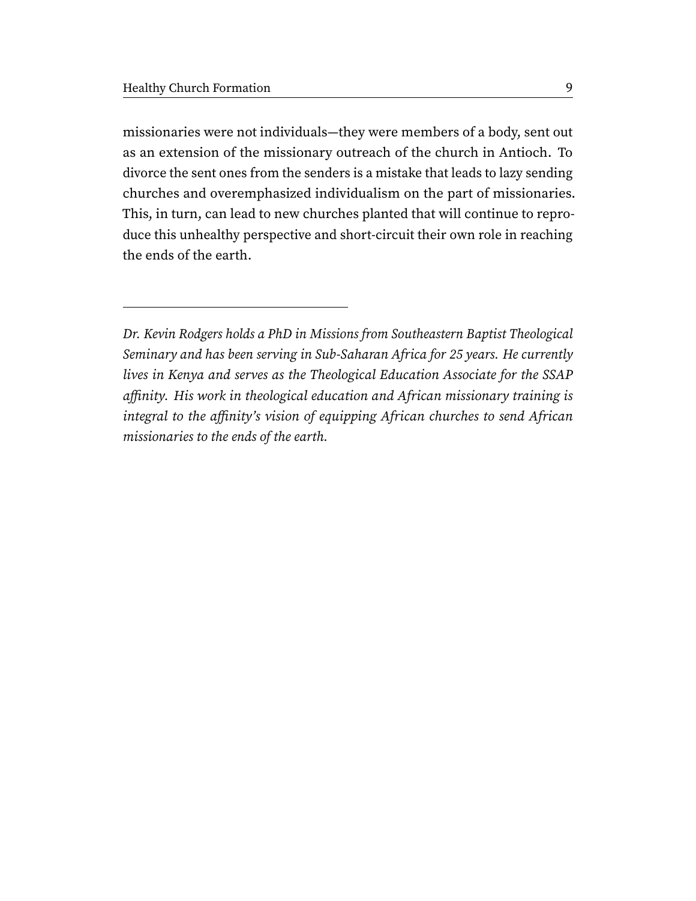missionaries were not individuals—they were members of a body, sent out as an extension of the missionary outreach of the church in Antioch. To divorce the sent ones from the senders is a mistake that leads to lazy sending churches and overemphasized individualism on the part of missionaries. This, in turn, can lead to new churches planted that will continue to reproduce this unhealthy perspective and short-circuit their own role in reaching the ends of the earth.

---

*Dr. Kevin Rodgers holds a PhD in Missions from Southeastern Baptist Theological Seminary and has been serving in Sub-Saharan Africa for 25 years. He currently lives in Kenya and serves as the Theological Education Associate for the SSAP affinity. His work in theological education and African missionary training is integral to the affinity's vision of equipping African churches to send African missionaries to the ends of the earth.*